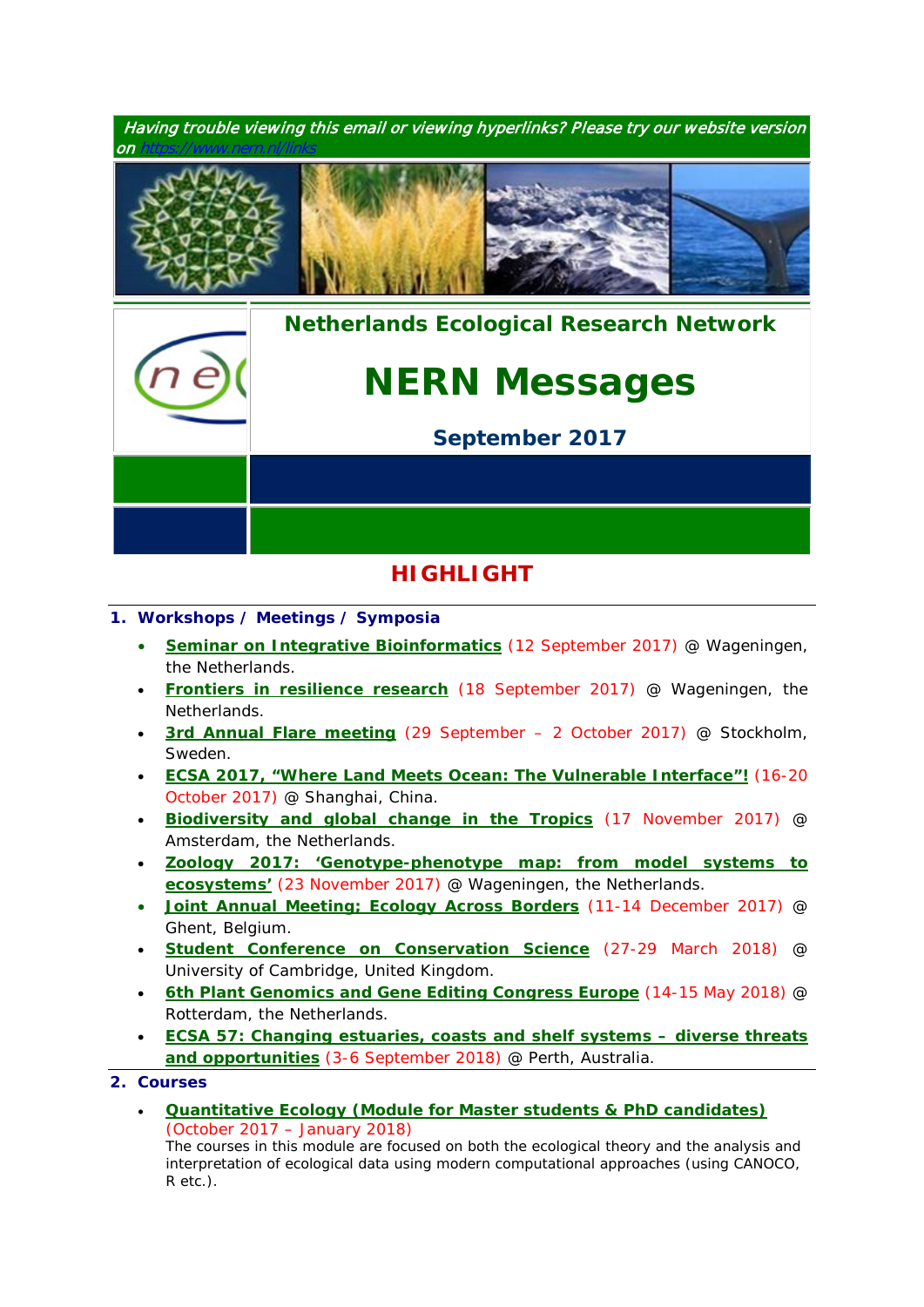*Having trouble viewing this email or viewing hyperlinks? Please try our website version on https://www.nern.nl/links*

**Netherlands Ecological Research Network**

# NERN Messages

**September 2017**

## HIGHLIGHT

### 1. Workshops / Meetings / Symposia

- **Seminar on Integrative Bioinformatics** (12 September 2017) @ Wageningen, the Netherlands.
- **Frontiers in resilience research** (18 September 2017) @ Wageningen, the Netherlands.
- **3rd Annual Flare meeting** (29 September – 2 October 2017) @ Stockholm, Sweden.
- **ECSA 2017, "Where Land Meets Ocean: The Vulnerable Interface"!** (16-20 October 2017) @ Shanghai, China.
- **Biodiversity and global change in the Tropics** (17 November 2017) @ Amsterdam, the Netherlands.
- **Zoology 2017: 'Genotype-phenotype map: from model systems to ecosystems'** (23 November 2017) @ Wageningen, the Netherlands.
- **Joint Annual Meeting; Ecology Across Borders** (11-14 December 2017) @ Ghent, Belgium.
- **Student Conference on Conservation Science** (27-29 March 2018) @ University of Cambridge, United Kingdom.
- **6th Plant Genomics and Gene Editing Congress Europe** (14-15 May 2018) @ Rotterdam, the Netherlands.
- **ECSA 57: Changing estuaries, coasts and shelf systems – diverse threats and opportunities** (3-6 September 2018) @ Perth, Australia.

### 2. Courses

- **Quantitative Ecology (Module for Master students & PhD candidates)** (October 2017 – January 2018)
  The courses in this module are focused on both the ecological theory and the analysis and interpretation of ecological data using modern computational approaches (using CANOCO, R etc.).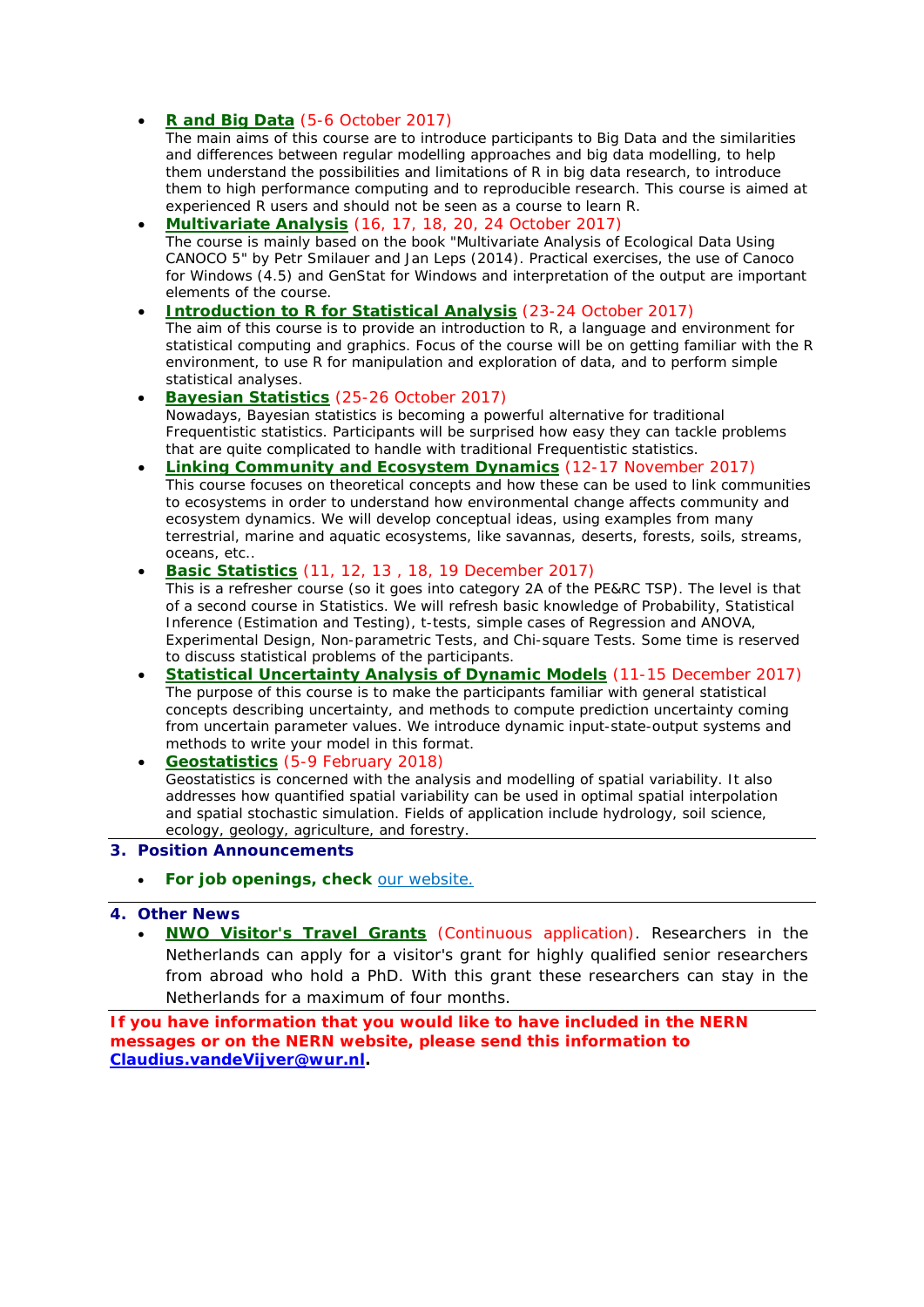- **R and Big Data** (5-6 October 2017)
  The main aims of this course are to introduce participants to Big Data and the similarities and differences between regular modelling approaches and big data modelling, to help them understand the possibilities and limitations of R in big data research, to introduce them to high performance computing and to reproducible research. This course is aimed at experienced R users and should not be seen as a course to learn R.
- **Multivariate Analysis** (16, 17, 18, 20, 24 October 2017)
  The course is mainly based on the book "Multivariate Analysis of Ecological Data Using CANOCO 5" by Petr Smilauer and Jan Leps (2014). Practical exercises, the use of Canoco for Windows (4.5) and GenStat for Windows and interpretation of the output are important elements of the course.
- **Introduction to R for Statistical Analysis** (23-24 October 2017)
  The aim of this course is to provide an introduction to R, a language and environment for statistical computing and graphics. Focus of the course will be on getting familiar with the R environment, to use R for manipulation and exploration of data, and to perform simple statistical analyses.
- **Bayesian Statistics** (25-26 October 2017)
  Nowadays, Bayesian statistics is becoming a powerful alternative for traditional Frequentistic statistics. Participants will be surprised how easy they can tackle problems that are quite complicated to handle with traditional Frequentistic statistics.
- **Linking Community and Ecosystem Dynamics** (12-17 November 2017)
  This course focuses on theoretical concepts and how these can be used to link communities to ecosystems in order to understand how environmental change affects community and ecosystem dynamics. We will develop conceptual ideas, using examples from many terrestrial, marine and aquatic ecosystems, like savannas, deserts, forests, soils, streams, oceans, etc..
- **Basic Statistics** (11, 12, 13 , 18, 19 December 2017)
  This is a refresher course (so it goes into category 2A of the PE&RC TSP). The level is that of a second course in Statistics. We will refresh basic knowledge of Probability, Statistical Inference (Estimation and Testing), t-tests, simple cases of Regression and ANOVA, Experimental Design, Non-parametric Tests, and Chi-square Tests. Some time is reserved to discuss statistical problems of the participants.
- **Statistical Uncertainty Analysis of Dynamic Models** (11-15 December 2017)
  The purpose of this course is to make the participants familiar with general statistical concepts describing uncertainty, and methods to compute prediction uncertainty coming from uncertain parameter values. We introduce dynamic input-state-output systems and methods to write your model in this format.
- **Geostatistics** (5-9 February 2018)
  Geostatistics is concerned with the analysis and modelling of spatial variability. It also addresses how quantified spatial variability can be used in optimal spatial interpolation and spatial stochastic simulation. Fields of application include hydrology, soil science, ecology, geology, agriculture, and forestry.

## 3. Position Announcements

- **For job openings, check** our website.

## 4. Other News

- **NWO Visitor's Travel Grants** (Continuous application). Researchers in the Netherlands can apply for a visitor's grant for highly qualified senior researchers from abroad who hold a PhD. With this grant these researchers can stay in the Netherlands for a maximum of four months.

**If you have information that you would like to have included in the NERN messages or on the NERN website, please send this information to Claudius.vandeVijver@wur.nl.**